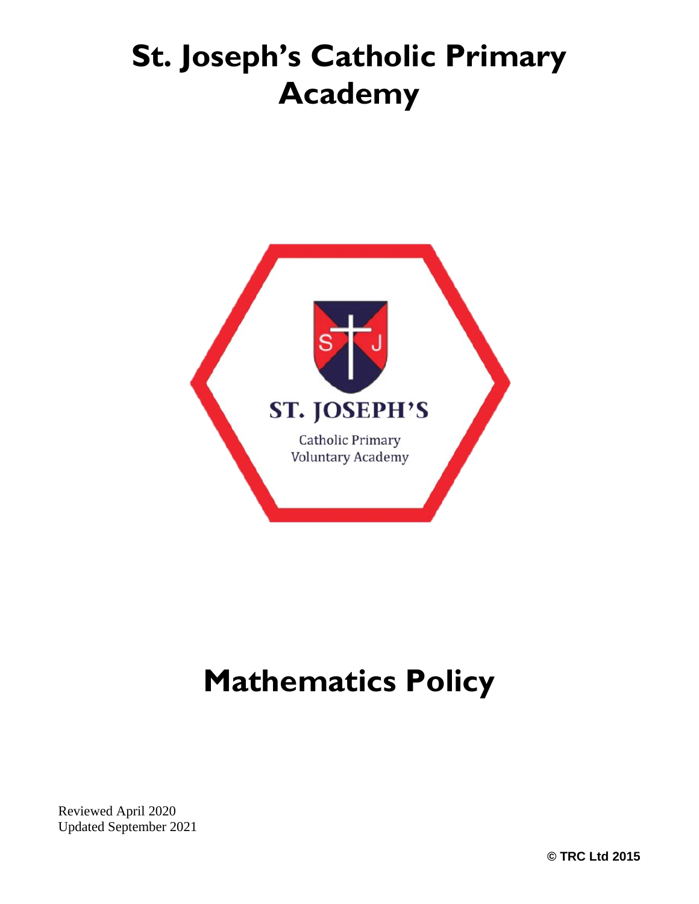# St. Joseph's Catholic Primary Academy

ST. JOSEPH'S

Catholic Primary
Voluntary Academy

# Mathematics Policy

Reviewed April 2020
Updated September 2021

© TRC Ltd 2015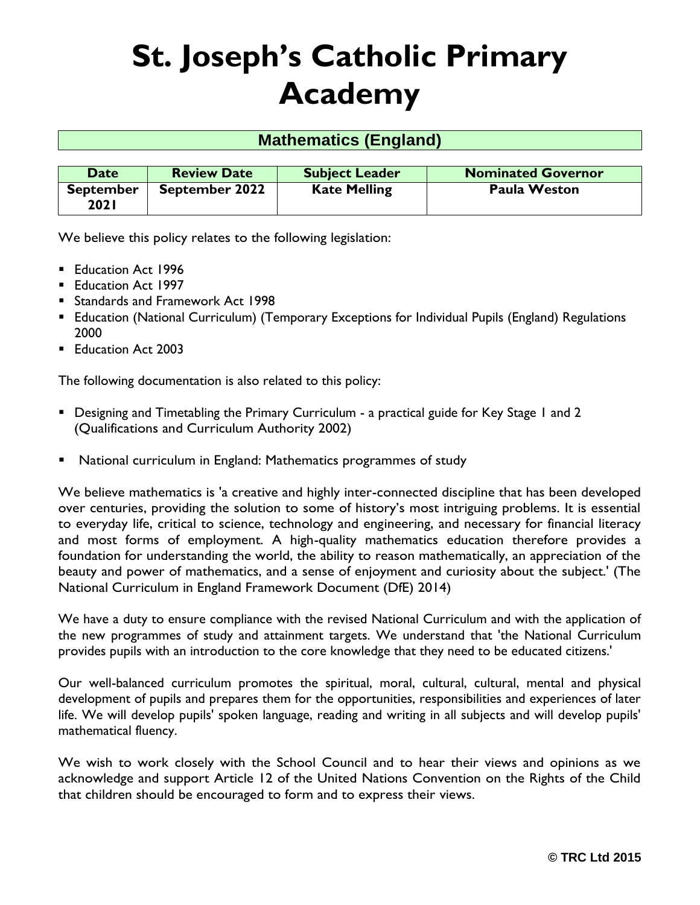# St. Joseph's Catholic Primary Academy

## Mathematics (England)

| Date | Review Date | Subject Leader | Nominated Governor |
|---|---|---|---|
| September 2021 | September 2022 | Kate Melling | Paula Weston |

We believe this policy relates to the following legislation:

- Education Act 1996
- Education Act 1997
- Standards and Framework Act 1998
- Education (National Curriculum) (Temporary Exceptions for Individual Pupils (England) Regulations 2000
- Education Act 2003

The following documentation is also related to this policy:

- Designing and Timetabling the Primary Curriculum - a practical guide for Key Stage 1 and 2 (Qualifications and Curriculum Authority 2002)
- National curriculum in England: Mathematics programmes of study

We believe mathematics is 'a creative and highly inter-connected discipline that has been developed over centuries, providing the solution to some of history's most intriguing problems. It is essential to everyday life, critical to science, technology and engineering, and necessary for financial literacy and most forms of employment. A high-quality mathematics education therefore provides a foundation for understanding the world, the ability to reason mathematically, an appreciation of the beauty and power of mathematics, and a sense of enjoyment and curiosity about the subject.' (The National Curriculum in England Framework Document (DfE) 2014)

We have a duty to ensure compliance with the revised National Curriculum and with the application of the new programmes of study and attainment targets. We understand that 'the National Curriculum provides pupils with an introduction to the core knowledge that they need to be educated citizens.'

Our well-balanced curriculum promotes the spiritual, moral, cultural, cultural, mental and physical development of pupils and prepares them for the opportunities, responsibilities and experiences of later life. We will develop pupils' spoken language, reading and writing in all subjects and will develop pupils' mathematical fluency.

We wish to work closely with the School Council and to hear their views and opinions as we acknowledge and support Article 12 of the United Nations Convention on the Rights of the Child that children should be encouraged to form and to express their views.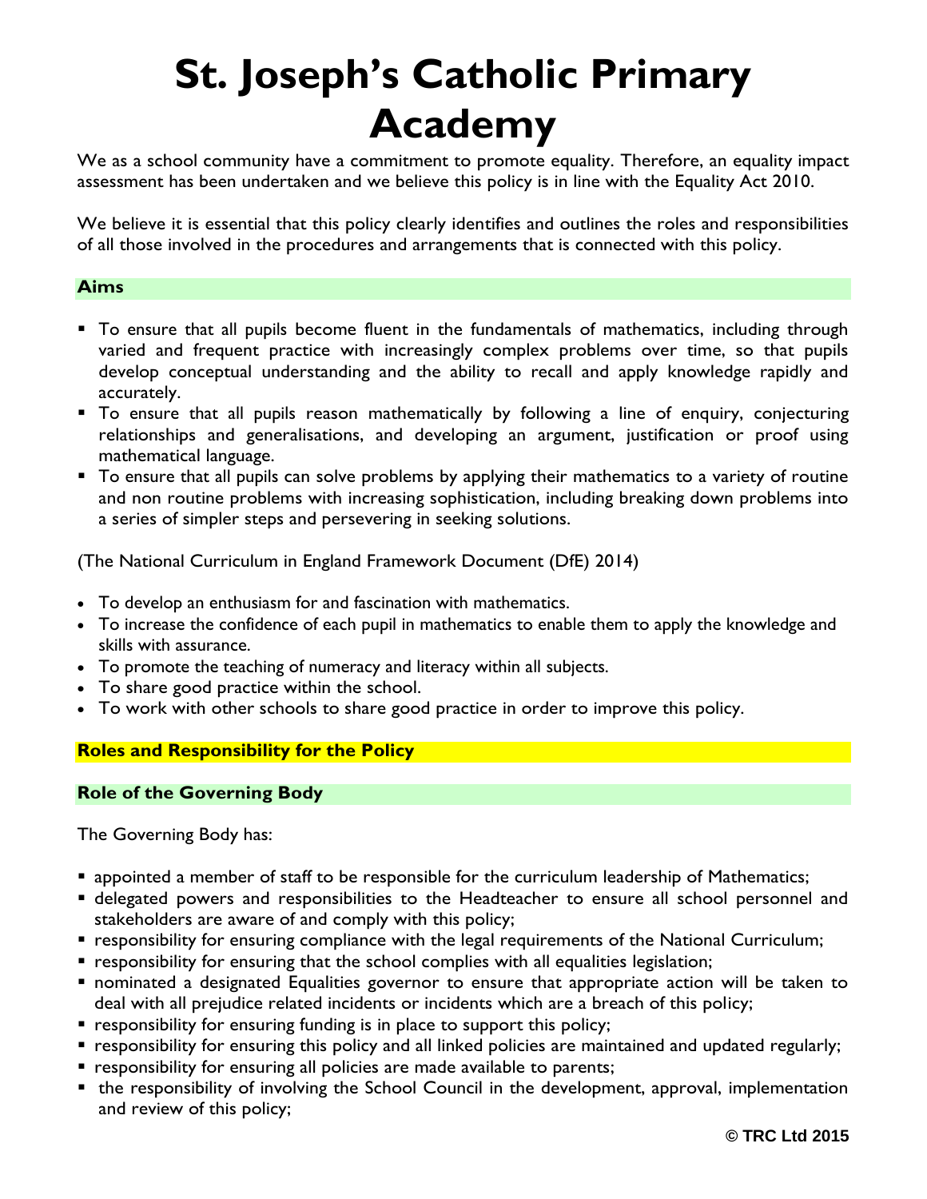# St. Joseph's Catholic Primary Academy

We as a school community have a commitment to promote equality. Therefore, an equality impact assessment has been undertaken and we believe this policy is in line with the Equality Act 2010.

We believe it is essential that this policy clearly identifies and outlines the roles and responsibilities of all those involved in the procedures and arrangements that is connected with this policy.

## Aims

- To ensure that all pupils become fluent in the fundamentals of mathematics, including through varied and frequent practice with increasingly complex problems over time, so that pupils develop conceptual understanding and the ability to recall and apply knowledge rapidly and accurately.
- To ensure that all pupils reason mathematically by following a line of enquiry, conjecturing relationships and generalisations, and developing an argument, justification or proof using mathematical language.
- To ensure that all pupils can solve problems by applying their mathematics to a variety of routine and non routine problems with increasing sophistication, including breaking down problems into a series of simpler steps and persevering in seeking solutions.

(The National Curriculum in England Framework Document (DfE) 2014)

- To develop an enthusiasm for and fascination with mathematics.
- To increase the confidence of each pupil in mathematics to enable them to apply the knowledge and skills with assurance.
- To promote the teaching of numeracy and literacy within all subjects.
- To share good practice within the school.
- To work with other schools to share good practice in order to improve this policy.

## Roles and Responsibility for the Policy

### Role of the Governing Body

The Governing Body has:

- appointed a member of staff to be responsible for the curriculum leadership of Mathematics;
- delegated powers and responsibilities to the Headteacher to ensure all school personnel and stakeholders are aware of and comply with this policy;
- responsibility for ensuring compliance with the legal requirements of the National Curriculum;
- responsibility for ensuring that the school complies with all equalities legislation;
- nominated a designated Equalities governor to ensure that appropriate action will be taken to deal with all prejudice related incidents or incidents which are a breach of this policy;
- responsibility for ensuring funding is in place to support this policy;
- responsibility for ensuring this policy and all linked policies are maintained and updated regularly;
- responsibility for ensuring all policies are made available to parents;
- the responsibility of involving the School Council in the development, approval, implementation and review of this policy;

© TRC Ltd 2015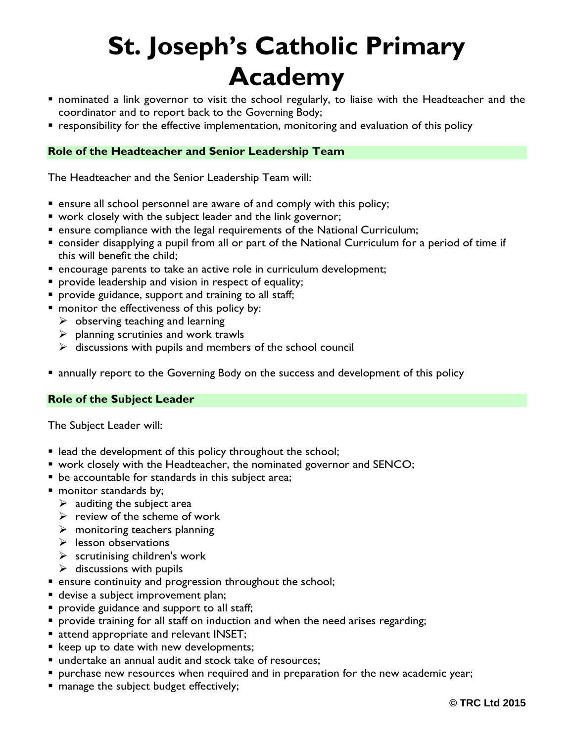- nominated a link governor to visit the school regularly, to liaise with the Headteacher and the coordinator and to report back to the Governing Body;
- responsibility for the effective implementation, monitoring and evaluation of this policy

## Role of the Headteacher and Senior Leadership Team

The Headteacher and the Senior Leadership Team will:

- ensure all school personnel are aware of and comply with this policy;
- work closely with the subject leader and the link governor;
- ensure compliance with the legal requirements of the National Curriculum;
- consider disapplying a pupil from all or part of the National Curriculum for a period of time if this will benefit the child;
- encourage parents to take an active role in curriculum development;
- provide leadership and vision in respect of equality;
- provide guidance, support and training to all staff;
- monitor the effectiveness of this policy by:
  - observing teaching and learning
  - planning scrutinies and work trawls
  - discussions with pupils and members of the school council

- annually report to the Governing Body on the success and development of this policy

## Role of the Subject Leader

The Subject Leader will:

- lead the development of this policy throughout the school;
- work closely with the Headteacher, the nominated governor and SENCO;
- be accountable for standards in this subject area;
- monitor standards by;
  - auditing the subject area
  - review of the scheme of work
  - monitoring teachers planning
  - lesson observations
  - scrutinising children's work
  - discussions with pupils
- ensure continuity and progression throughout the school;
- devise a subject improvement plan;
- provide guidance and support to all staff;
- provide training for all staff on induction and when the need arises regarding;
- attend appropriate and relevant INSET;
- keep up to date with new developments;
- undertake an annual audit and stock take of resources;
- purchase new resources when required and in preparation for the new academic year;
- manage the subject budget effectively;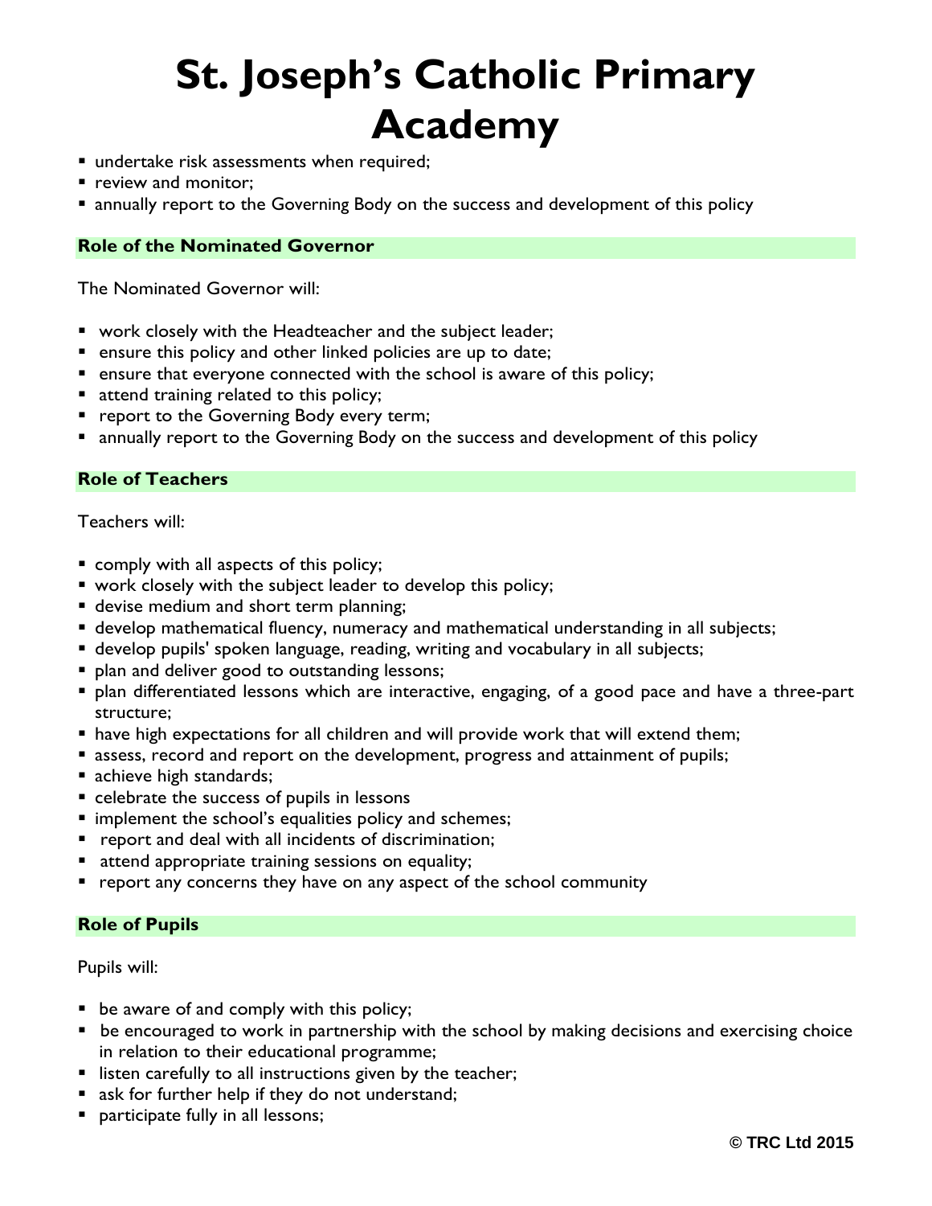- undertake risk assessments when required;
- review and monitor;
- annually report to the Governing Body on the success and development of this policy

### Role of the Nominated Governor

The Nominated Governor will:

- work closely with the Headteacher and the subject leader;
- ensure this policy and other linked policies are up to date;
- ensure that everyone connected with the school is aware of this policy;
- attend training related to this policy;
- report to the Governing Body every term;
- annually report to the Governing Body on the success and development of this policy

### Role of Teachers

Teachers will:

- comply with all aspects of this policy;
- work closely with the subject leader to develop this policy;
- devise medium and short term planning;
- develop mathematical fluency, numeracy and mathematical understanding in all subjects;
- develop pupils' spoken language, reading, writing and vocabulary in all subjects;
- plan and deliver good to outstanding lessons;
- plan differentiated lessons which are interactive, engaging, of a good pace and have a three-part structure;
- have high expectations for all children and will provide work that will extend them;
- assess, record and report on the development, progress and attainment of pupils;
- achieve high standards;
- celebrate the success of pupils in lessons
- implement the school's equalities policy and schemes;
- report and deal with all incidents of discrimination;
- attend appropriate training sessions on equality;
- report any concerns they have on any aspect of the school community

### Role of Pupils

Pupils will:

- be aware of and comply with this policy;
- be encouraged to work in partnership with the school by making decisions and exercising choice in relation to their educational programme;
- listen carefully to all instructions given by the teacher;
- ask for further help if they do not understand;
- participate fully in all lessons;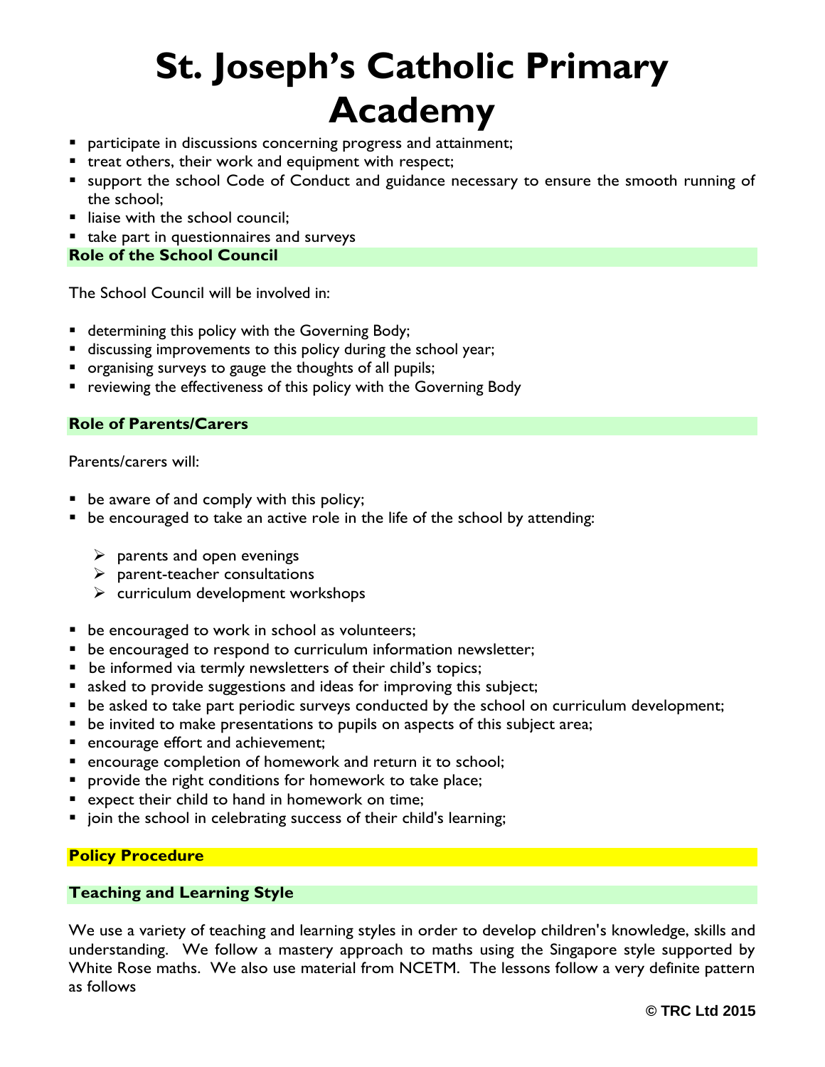- participate in discussions concerning progress and attainment;
- treat others, their work and equipment with respect;
- support the school Code of Conduct and guidance necessary to ensure the smooth running of the school;
- liaise with the school council;
- take part in questionnaires and surveys

## Role of the School Council

The School Council will be involved in:

- determining this policy with the Governing Body;
- discussing improvements to this policy during the school year;
- organising surveys to gauge the thoughts of all pupils;
- reviewing the effectiveness of this policy with the Governing Body

## Role of Parents/Carers

Parents/carers will:

- be aware of and comply with this policy;
- be encouraged to take an active role in the life of the school by attending:
    - parents and open evenings
    - parent-teacher consultations
    - curriculum development workshops
- be encouraged to work in school as volunteers;
- be encouraged to respond to curriculum information newsletter;
- be informed via termly newsletters of their child's topics;
- asked to provide suggestions and ideas for improving this subject;
- be asked to take part periodic surveys conducted by the school on curriculum development;
- be invited to make presentations to pupils on aspects of this subject area;
- encourage effort and achievement;
- encourage completion of homework and return it to school;
- provide the right conditions for homework to take place;
- expect their child to hand in homework on time;
- join the school in celebrating success of their child's learning;

## Policy Procedure

## Teaching and Learning Style

We use a variety of teaching and learning styles in order to develop children's knowledge, skills and understanding. We follow a mastery approach to maths using the Singapore style supported by White Rose maths. We also use material from NCETM. The lessons follow a very definite pattern as follows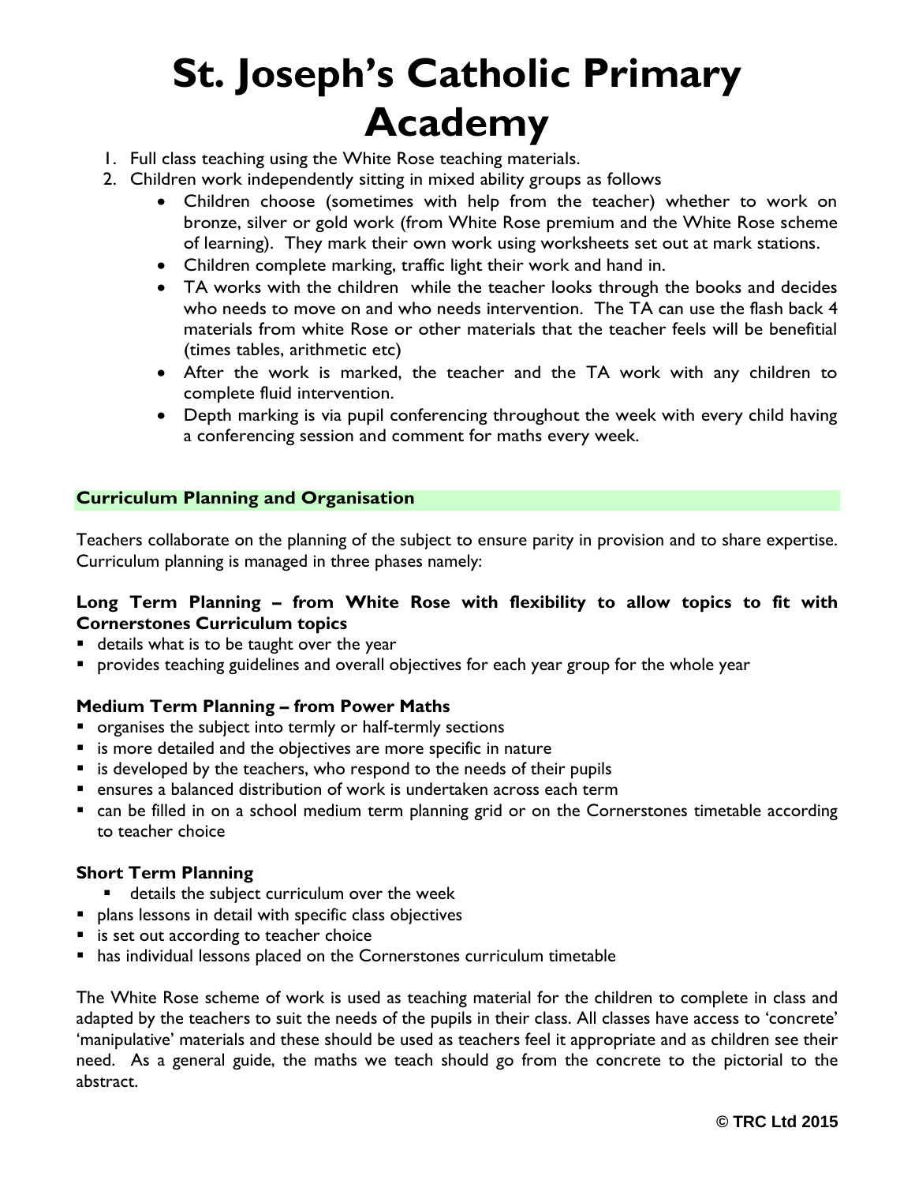# St. Joseph's Catholic Primary Academy

1. Full class teaching using the White Rose teaching materials.
2. Children work independently sitting in mixed ability groups as follows
   - Children choose (sometimes with help from the teacher) whether to work on bronze, silver or gold work (from White Rose premium and the White Rose scheme of learning). They mark their own work using worksheets set out at mark stations.
   - Children complete marking, traffic light their work and hand in.
   - TA works with the children while the teacher looks through the books and decides who needs to move on and who needs intervention. The TA can use the flash back 4 materials from white Rose or other materials that the teacher feels will be benefitial (times tables, arithmetic etc)
   - After the work is marked, the teacher and the TA work with any children to complete fluid intervention.
   - Depth marking is via pupil conferencing throughout the week with every child having a conferencing session and comment for maths every week.

## Curriculum Planning and Organisation

Teachers collaborate on the planning of the subject to ensure parity in provision and to share expertise. Curriculum planning is managed in three phases namely:

### Long Term Planning – from White Rose with flexibility to allow topics to fit with Cornerstones Curriculum topics

- details what is to be taught over the year
- provides teaching guidelines and overall objectives for each year group for the whole year

### Medium Term Planning – from Power Maths

- organises the subject into termly or half-termly sections
- is more detailed and the objectives are more specific in nature
- is developed by the teachers, who respond to the needs of their pupils
- ensures a balanced distribution of work is undertaken across each term
- can be filled in on a school medium term planning grid or on the Cornerstones timetable according to teacher choice

### Short Term Planning

- details the subject curriculum over the week
- plans lessons in detail with specific class objectives
- is set out according to teacher choice
- has individual lessons placed on the Cornerstones curriculum timetable

The White Rose scheme of work is used as teaching material for the children to complete in class and adapted by the teachers to suit the needs of the pupils in their class. All classes have access to 'concrete' 'manipulative' materials and these should be used as teachers feel it appropriate and as children see their need. As a general guide, the maths we teach should go from the concrete to the pictorial to the abstract.

© TRC Ltd 2015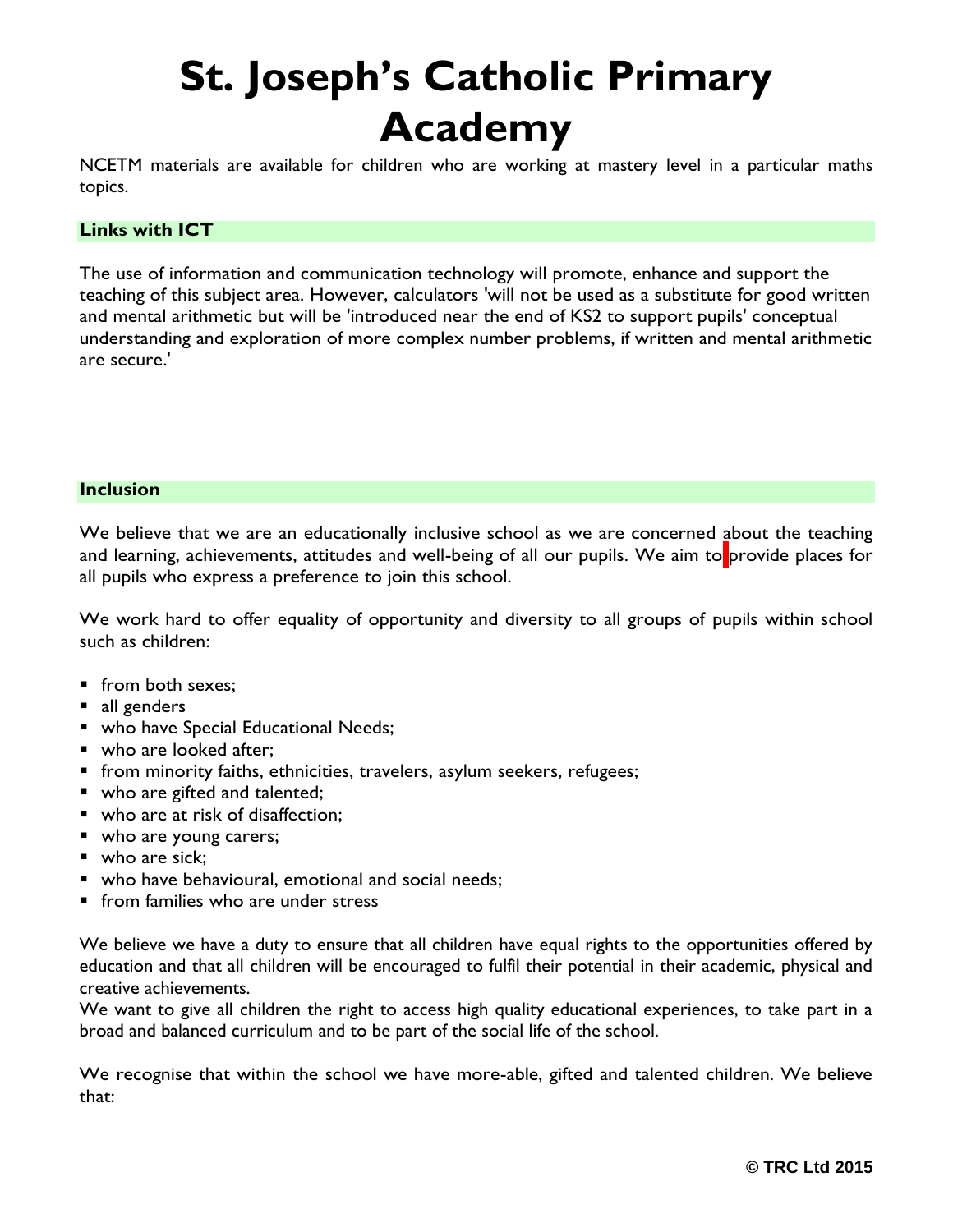NCETM materials are available for children who are working at mastery level in a particular maths topics.

**Links with ICT**

The use of information and communication technology will promote, enhance and support the teaching of this subject area. However, calculators 'will not be used as a substitute for good written and mental arithmetic but will be 'introduced near the end of KS2 to support pupils' conceptual understanding and exploration of more complex number problems, if written and mental arithmetic are secure.'

**Inclusion**

We believe that we are an educationally inclusive school as we are concerned about the teaching and learning, achievements, attitudes and well-being of all our pupils. We aim to provide places for all pupils who express a preference to join this school.

We work hard to offer equality of opportunity and diversity to all groups of pupils within school such as children:

- from both sexes;
- all genders
- who have Special Educational Needs;
- who are looked after;
- from minority faiths, ethnicities, travelers, asylum seekers, refugees;
- who are gifted and talented;
- who are at risk of disaffection;
- who are young carers;
- who are sick;
- who have behavioural, emotional and social needs;
- from families who are under stress

We believe we have a duty to ensure that all children have equal rights to the opportunities offered by education and that all children will be encouraged to fulfil their potential in their academic, physical and creative achievements.
We want to give all children the right to access high quality educational experiences, to take part in a broad and balanced curriculum and to be part of the social life of the school.

We recognise that within the school we have more-able, gifted and talented children. We believe that: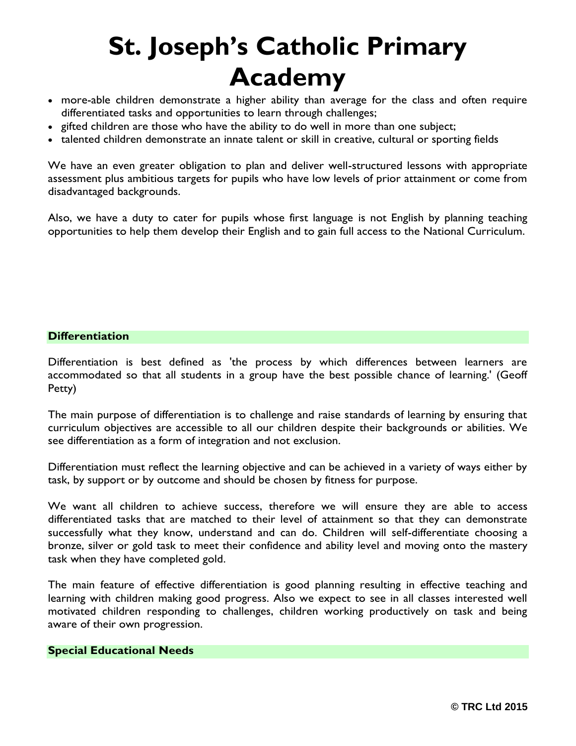- more-able children demonstrate a higher ability than average for the class and often require differentiated tasks and opportunities to learn through challenges;
- gifted children are those who have the ability to do well in more than one subject;
- talented children demonstrate an innate talent or skill in creative, cultural or sporting fields

We have an even greater obligation to plan and deliver well-structured lessons with appropriate assessment plus ambitious targets for pupils who have low levels of prior attainment or come from disadvantaged backgrounds.

Also, we have a duty to cater for pupils whose first language is not English by planning teaching opportunities to help them develop their English and to gain full access to the National Curriculum.

## Differentiation

Differentiation is best defined as 'the process by which differences between learners are accommodated so that all students in a group have the best possible chance of learning.' (Geoff Petty)

The main purpose of differentiation is to challenge and raise standards of learning by ensuring that curriculum objectives are accessible to all our children despite their backgrounds or abilities. We see differentiation as a form of integration and not exclusion.

Differentiation must reflect the learning objective and can be achieved in a variety of ways either by task, by support or by outcome and should be chosen by fitness for purpose.

We want all children to achieve success, therefore we will ensure they are able to access differentiated tasks that are matched to their level of attainment so that they can demonstrate successfully what they know, understand and can do. Children will self-differentiate choosing a bronze, silver or gold task to meet their confidence and ability level and moving onto the mastery task when they have completed gold.

The main feature of effective differentiation is good planning resulting in effective teaching and learning with children making good progress. Also we expect to see in all classes interested well motivated children responding to challenges, children working productively on task and being aware of their own progression.

## Special Educational Needs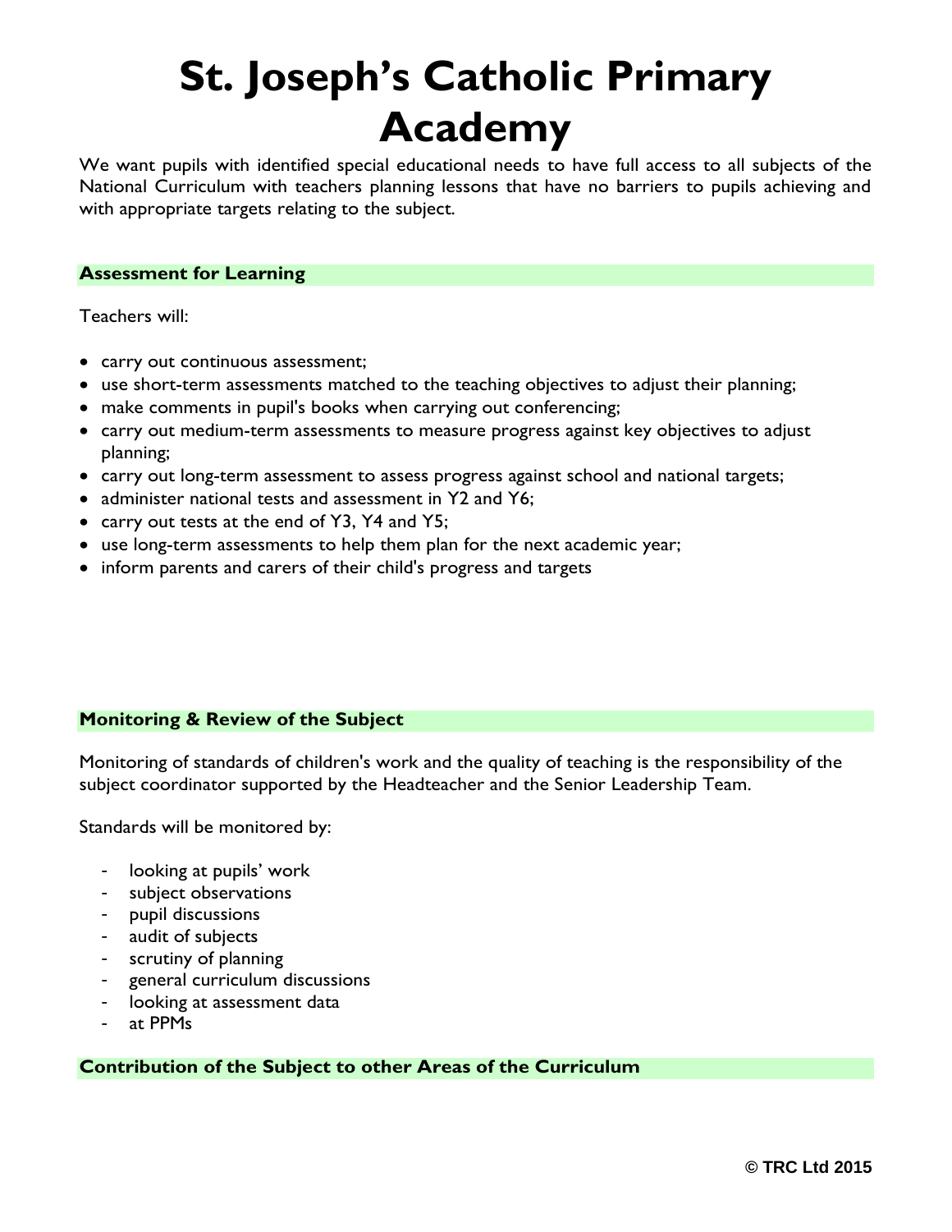# St. Joseph's Catholic Primary Academy

We want pupils with identified special educational needs to have full access to all subjects of the National Curriculum with teachers planning lessons that have no barriers to pupils achieving and with appropriate targets relating to the subject.

## Assessment for Learning

Teachers will:

- carry out continuous assessment;
- use short-term assessments matched to the teaching objectives to adjust their planning;
- make comments in pupil's books when carrying out conferencing;
- carry out medium-term assessments to measure progress against key objectives to adjust planning;
- carry out long-term assessment to assess progress against school and national targets;
- administer national tests and assessment in Y2 and Y6;
- carry out tests at the end of Y3, Y4 and Y5;
- use long-term assessments to help them plan for the next academic year;
- inform parents and carers of their child's progress and targets

## Monitoring & Review of the Subject

Monitoring of standards of children's work and the quality of teaching is the responsibility of the subject coordinator supported by the Headteacher and the Senior Leadership Team.

Standards will be monitored by:

- looking at pupils' work
- subject observations
- pupil discussions
- audit of subjects
- scrutiny of planning
- general curriculum discussions
- looking at assessment data
- at PPMs

## Contribution of the Subject to other Areas of the Curriculum

© TRC Ltd 2015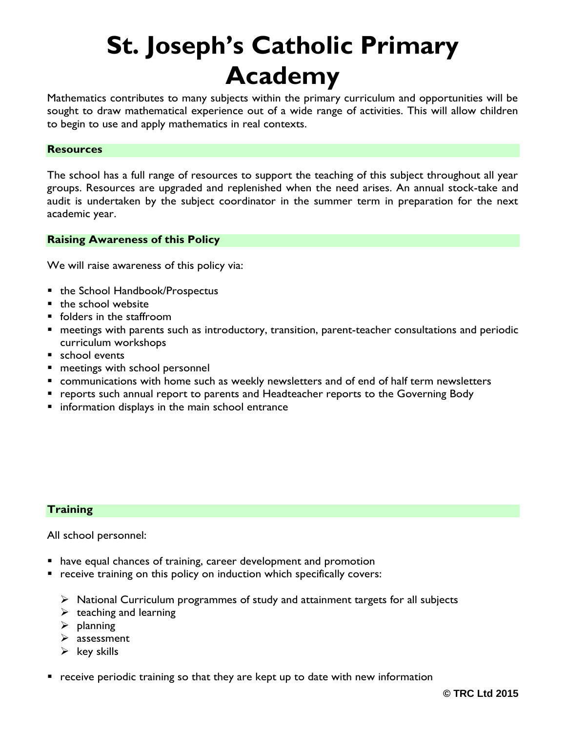# St. Joseph's Catholic Primary Academy

Mathematics contributes to many subjects within the primary curriculum and opportunities will be sought to draw mathematical experience out of a wide range of activities. This will allow children to begin to use and apply mathematics in real contexts.

## Resources

The school has a full range of resources to support the teaching of this subject throughout all year groups. Resources are upgraded and replenished when the need arises. An annual stock-take and audit is undertaken by the subject coordinator in the summer term in preparation for the next academic year.

## Raising Awareness of this Policy

We will raise awareness of this policy via:

- the School Handbook/Prospectus
- the school website
- folders in the staffroom
- meetings with parents such as introductory, transition, parent-teacher consultations and periodic curriculum workshops
- school events
- meetings with school personnel
- communications with home such as weekly newsletters and of end of half term newsletters
- reports such annual report to parents and Headteacher reports to the Governing Body
- information displays in the main school entrance

## Training

All school personnel:

- have equal chances of training, career development and promotion
- receive training on this policy on induction which specifically covers:
  - National Curriculum programmes of study and attainment targets for all subjects
  - teaching and learning
  - planning
  - assessment
  - key skills
- receive periodic training so that they are kept up to date with new information

© TRC Ltd 2015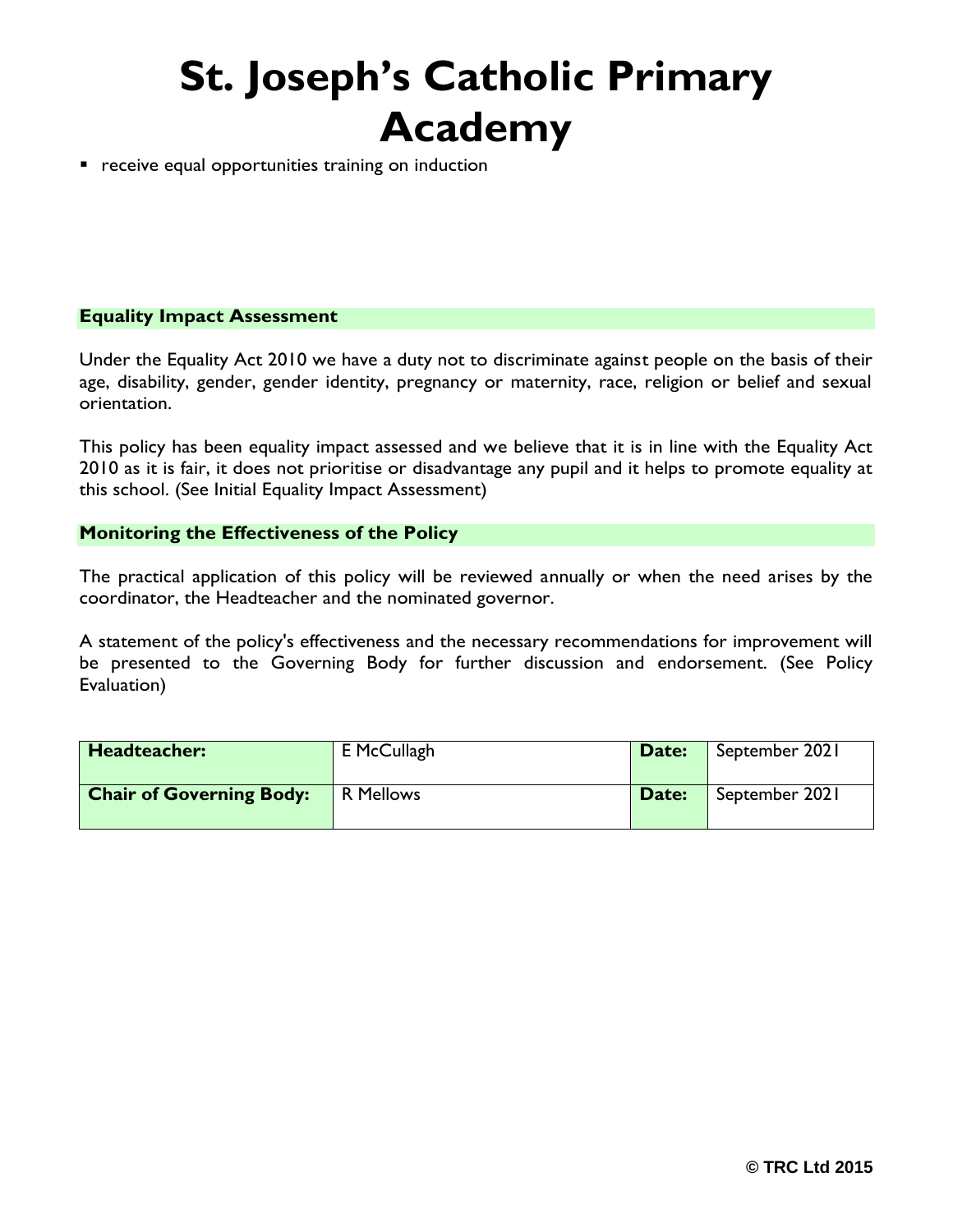- receive equal opportunities training on induction

## Equality Impact Assessment

Under the Equality Act 2010 we have a duty not to discriminate against people on the basis of their age, disability, gender, gender identity, pregnancy or maternity, race, religion or belief and sexual orientation.

This policy has been equality impact assessed and we believe that it is in line with the Equality Act 2010 as it is fair, it does not prioritise or disadvantage any pupil and it helps to promote equality at this school. (See Initial Equality Impact Assessment)

## Monitoring the Effectiveness of the Policy

The practical application of this policy will be reviewed annually or when the need arises by the coordinator, the Headteacher and the nominated governor.

A statement of the policy's effectiveness and the necessary recommendations for improvement will be presented to the Governing Body for further discussion and endorsement. (See Policy Evaluation)

| | | | |
|---|---|---|---|
| **Headteacher:** | E McCullagh | **Date:** | September 2021 |
| **Chair of Governing Body:** | R Mellows | **Date:** | September 2021 |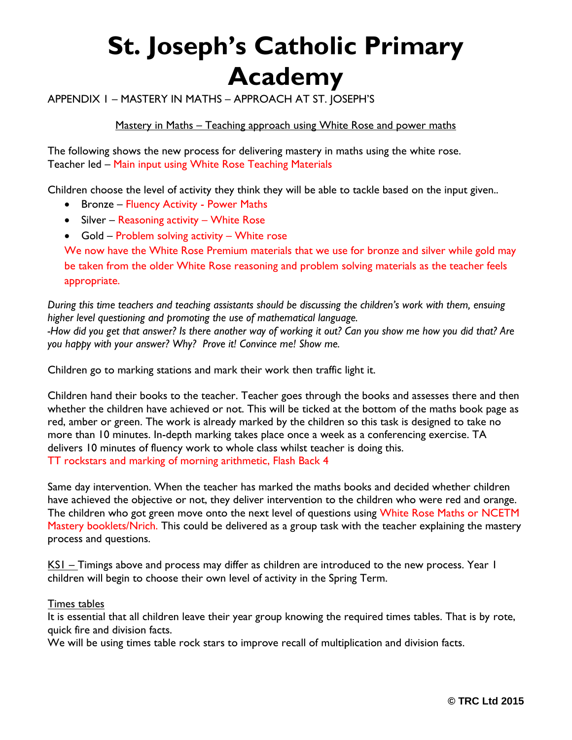# St. Joseph's Catholic Primary Academy

APPENDIX 1 – MASTERY IN MATHS – APPROACH AT ST. JOSEPH'S

Mastery in Maths – Teaching approach using White Rose and power maths

The following shows the new process for delivering mastery in maths using the white rose.
Teacher led – Main input using White Rose Teaching Materials

Children choose the level of activity they think they will be able to tackle based on the input given..

- Bronze – Fluency Activity - Power Maths
- Silver – Reasoning activity – White Rose
- Gold – Problem solving activity – White rose

We now have the White Rose Premium materials that we use for bronze and silver while gold may be taken from the older White Rose reasoning and problem solving materials as the teacher feels appropriate.

*During this time teachers and teaching assistants should be discussing the children's work with them, ensuing higher level questioning and promoting the use of mathematical language.*
*-How did you get that answer? Is there another way of working it out? Can you show me how you did that? Are you happy with your answer? Why? Prove it! Convince me! Show me.*

Children go to marking stations and mark their work then traffic light it.

Children hand their books to the teacher. Teacher goes through the books and assesses there and then whether the children have achieved or not. This will be ticked at the bottom of the maths book page as red, amber or green. The work is already marked by the children so this task is designed to take no more than 10 minutes. In-depth marking takes place once a week as a conferencing exercise. TA delivers 10 minutes of fluency work to whole class whilst teacher is doing this.
TT rockstars and marking of morning arithmetic, Flash Back 4

Same day intervention. When the teacher has marked the maths books and decided whether children have achieved the objective or not, they deliver intervention to the children who were red and orange. The children who got green move onto the next level of questions using White Rose Maths or NCETM Mastery booklets/Nrich. This could be delivered as a group task with the teacher explaining the mastery process and questions.

KS1 – Timings above and process may differ as children are introduced to the new process. Year 1 children will begin to choose their own level of activity in the Spring Term.

Times tables
It is essential that all children leave their year group knowing the required times tables. That is by rote, quick fire and division facts.
We will be using times table rock stars to improve recall of multiplication and division facts.

© TRC Ltd 2015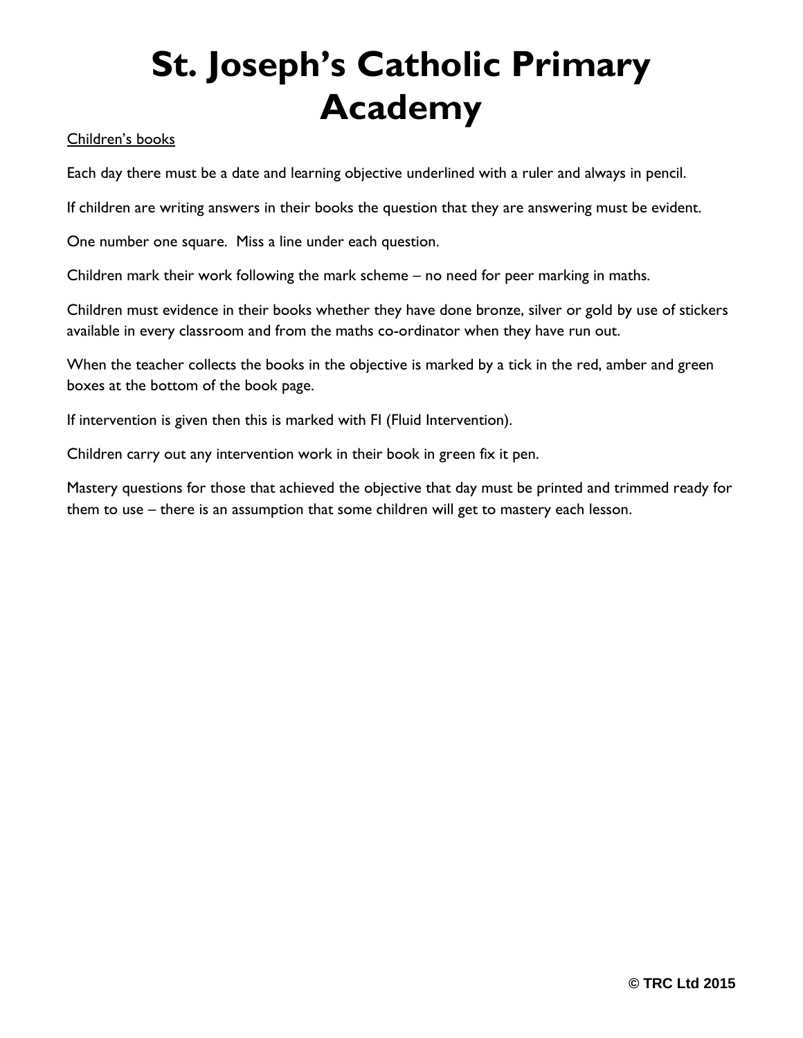# St. Joseph's Catholic Primary Academy

Children's books

Each day there must be a date and learning objective underlined with a ruler and always in pencil.

If children are writing answers in their books the question that they are answering must be evident.

One number one square. Miss a line under each question.

Children mark their work following the mark scheme – no need for peer marking in maths.

Children must evidence in their books whether they have done bronze, silver or gold by use of stickers available in every classroom and from the maths co-ordinator when they have run out.

When the teacher collects the books in the objective is marked by a tick in the red, amber and green boxes at the bottom of the book page.

If intervention is given then this is marked with FI (Fluid Intervention).

Children carry out any intervention work in their book in green fix it pen.

Mastery questions for those that achieved the objective that day must be printed and trimmed ready for them to use – there is an assumption that some children will get to mastery each lesson.